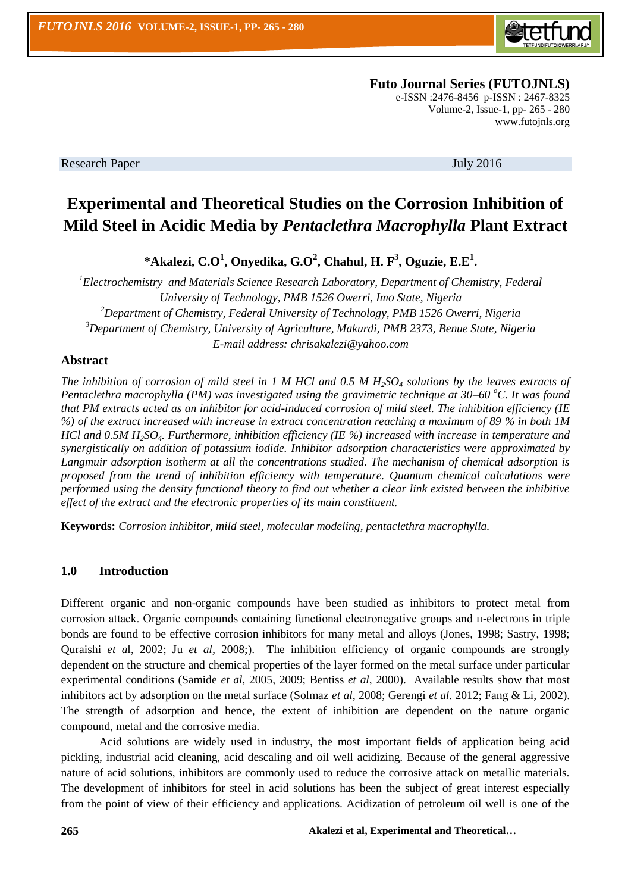Futo Journal Series (FUTOJNLS)
e-ISSN :2476-8456 p-ISSN : 2467-8325
Volume-2, Issue-1, pp- 265 - 280
www.futojnls.org

Research Paper July 2016

# Experimental and Theoretical Studies on the Corrosion Inhibition of Mild Steel in Acidic Media by *Pentaclethra Macrophylla* Plant Extract

**\*Akalezi, C.O[1], Onyedika, G.O[2], Chahul, H. F[3], Oguzie, E.E[1].**

[1]*Electrochemistry and Materials Science Research Laboratory, Department of Chemistry, Federal University of Technology, PMB 1526 Owerri, Imo State, Nigeria*
[2]*Department of Chemistry, Federal University of Technology, PMB 1526 Owerri, Nigeria*
[3]*Department of Chemistry, University of Agriculture, Makurdi, PMB 2373, Benue State, Nigeria*
*E-mail address: chrisakalezi@yahoo.com*

## Abstract

*The inhibition of corrosion of mild steel in 1 M HCl and 0.5 M $H_2SO_4$ solutions by the leaves extracts of Pentaclethra macrophylla (PM) was investigated using the gravimetric technique at 30–60 $^oC$. It was found that PM extracts acted as an inhibitor for acid-induced corrosion of mild steel. The inhibition efficiency (IE %) of the extract increased with increase in extract concentration reaching a maximum of 89 % in both 1M HCl and 0.5M $H_2SO_4$. Furthermore, inhibition efficiency (IE %) increased with increase in temperature and synergistically on addition of potassium iodide. Inhibitor adsorption characteristics were approximated by Langmuir adsorption isotherm at all the concentrations studied. The mechanism of chemical adsorption is proposed from the trend of inhibition efficiency with temperature. Quantum chemical calculations were performed using the density functional theory to find out whether a clear link existed between the inhibitive effect of the extract and the electronic properties of its main constituent.*

**Keywords:** *Corrosion inhibitor, mild steel, molecular modeling, pentaclethra macrophylla.*

## 1.0 Introduction

Different organic and non-organic compounds have been studied as inhibitors to protect metal from corrosion attack. Organic compounds containing functional electronegative groups and π-electrons in triple bonds are found to be effective corrosion inhibitors for many metal and alloys (Jones, 1998; Sastry, 1998; Quraishi *et a*l, 2002; Ju *et al*, 2008;). The inhibition efficiency of organic compounds are strongly dependent on the structure and chemical properties of the layer formed on the metal surface under particular experimental conditions (Samide *et al*, 2005, 2009; Bentiss *et al*, 2000). Available results show that most inhibitors act by adsorption on the metal surface (Solmaz *et al*, 2008; Gerengi *et al*. 2012; Fang & Li, 2002). The strength of adsorption and hence, the extent of inhibition are dependent on the nature organic compound, metal and the corrosive media.

Acid solutions are widely used in industry, the most important fields of application being acid pickling, industrial acid cleaning, acid descaling and oil well acidizing. Because of the general aggressive nature of acid solutions, inhibitors are commonly used to reduce the corrosive attack on metallic materials. The development of inhibitors for steel in acid solutions has been the subject of great interest especially from the point of view of their efficiency and applications. Acidization of petroleum oil well is one of the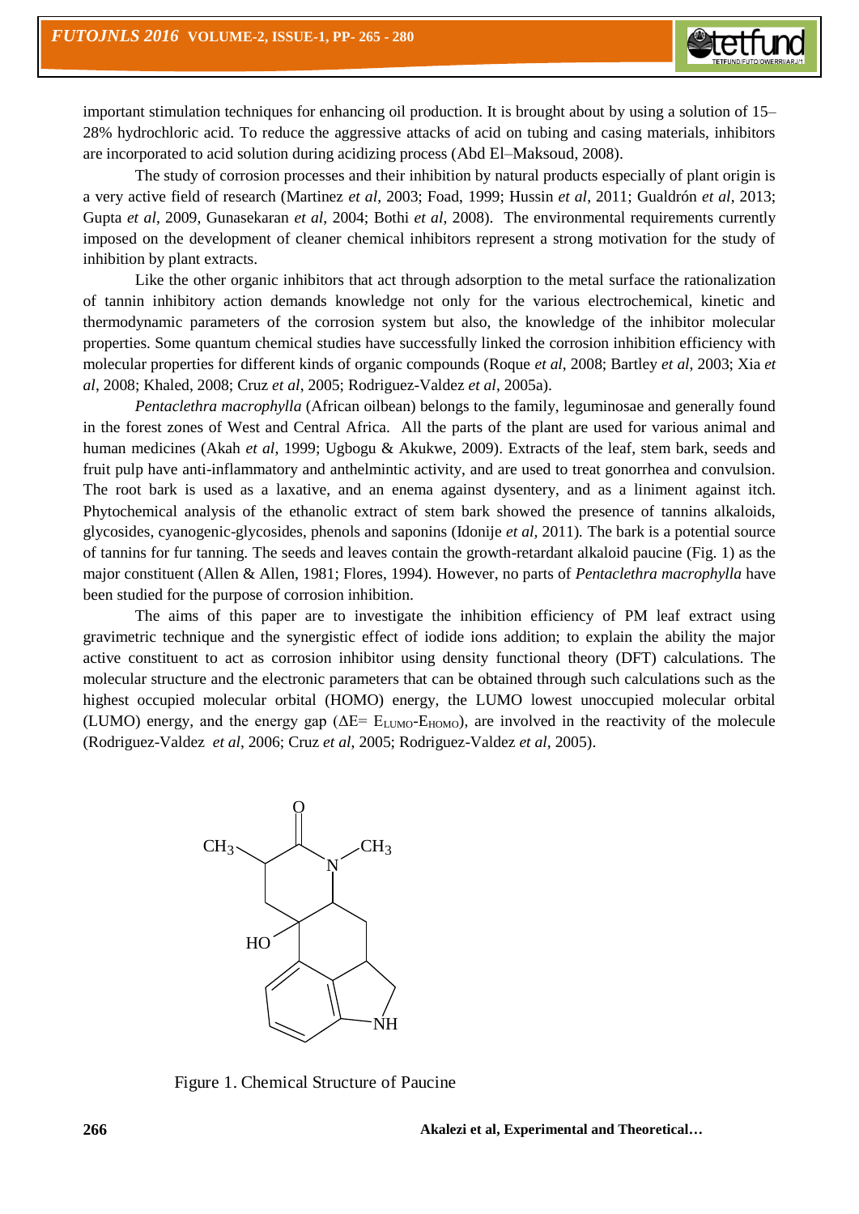important stimulation techniques for enhancing oil production. It is brought about by using a solution of 15–28% hydrochloric acid. To reduce the aggressive attacks of acid on tubing and casing materials, inhibitors are incorporated to acid solution during acidizing process (Abd El–Maksoud, 2008).

The study of corrosion processes and their inhibition by natural products especially of plant origin is a very active field of research (Martinez *et al*, 2003; Foad, 1999; Hussin *et al*, 2011; Gualdrón *et al*, 2013; Gupta *et al*, 2009, Gunasekaran *et al*, 2004; Bothi *et al*, 2008). The environmental requirements currently imposed on the development of cleaner chemical inhibitors represent a strong motivation for the study of inhibition by plant extracts.

Like the other organic inhibitors that act through adsorption to the metal surface the rationalization of tannin inhibitory action demands knowledge not only for the various electrochemical, kinetic and thermodynamic parameters of the corrosion system but also, the knowledge of the inhibitor molecular properties. Some quantum chemical studies have successfully linked the corrosion inhibition efficiency with molecular properties for different kinds of organic compounds (Roque *et al*, 2008; Bartley *et al*, 2003; Xia *et al*, 2008; Khaled, 2008; Cruz *et al*, 2005; Rodriguez-Valdez *et al*, 2005a).

*Pentaclethra macrophylla* (African oilbean) belongs to the family, leguminosae and generally found in the forest zones of West and Central Africa. All the parts of the plant are used for various animal and human medicines (Akah *et al*, 1999; Ugbogu & Akukwe, 2009). Extracts of the leaf, stem bark, seeds and fruit pulp have anti-inflammatory and anthelmintic activity, and are used to treat gonorrhea and convulsion. The root bark is used as a laxative, and an enema against dysentery, and as a liniment against itch. Phytochemical analysis of the ethanolic extract of stem bark showed the presence of tannins alkaloids, glycosides, cyanogenic-glycosides, phenols and saponins (Idonije *et al,* 2011)*.* The bark is a potential source of tannins for fur tanning. The seeds and leaves contain the growth-retardant alkaloid paucine (Fig. 1) as the major constituent (Allen & Allen, 1981; Flores, 1994). However, no parts of *Pentaclethra macrophylla* have been studied for the purpose of corrosion inhibition.

The aims of this paper are to investigate the inhibition efficiency of PM leaf extract using gravimetric technique and the synergistic effect of iodide ions addition; to explain the ability the major active constituent to act as corrosion inhibitor using density functional theory (DFT) calculations. The molecular structure and the electronic parameters that can be obtained through such calculations such as the highest occupied molecular orbital (HOMO) energy, the LUMO lowest unoccupied molecular orbital (LUMO) energy, and the energy gap ($\Delta E = E_{LUMO} - E_{HOMO}$), are involved in the reactivity of the molecule (Rodriguez-Valdez *et al*, 2006; Cruz *et al*, 2005; Rodriguez-Valdez *et al,* 2005).

Figure 1. Chemical Structure of Paucine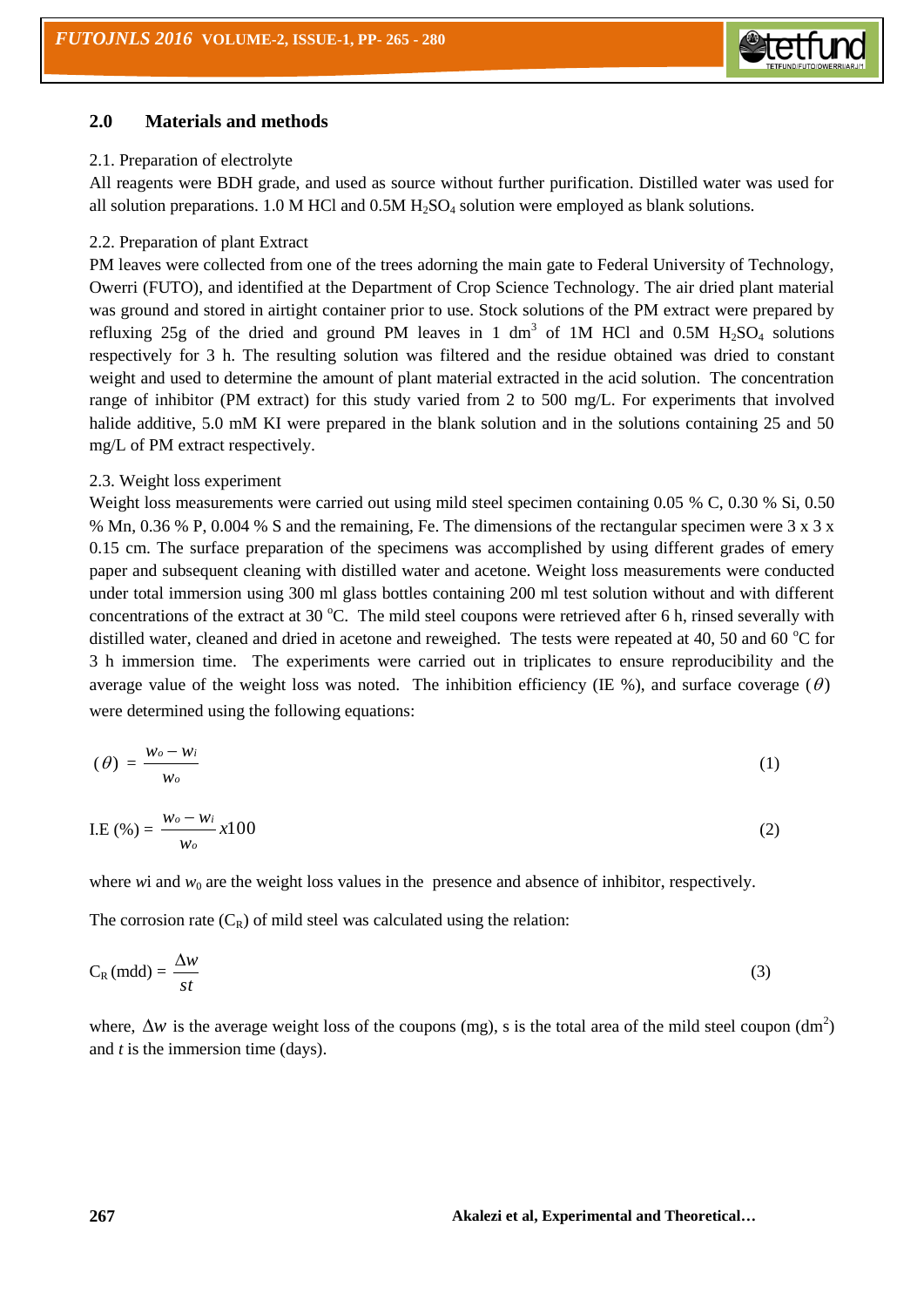## 2.0 Materials and methods

2.1. Preparation of electrolyte

All reagents were BDH grade, and used as source without further purification. Distilled water was used for all solution preparations. 1.0 M HCl and 0.5M $H_2SO_4$ solution were employed as blank solutions.

2.2. Preparation of plant Extract

PM leaves were collected from one of the trees adorning the main gate to Federal University of Technology, Owerri (FUTO), and identified at the Department of Crop Science Technology. The air dried plant material was ground and stored in airtight container prior to use. Stock solutions of the PM extract were prepared by refluxing 25g of the dried and ground PM leaves in 1 $dm^3$ of 1M HCl and 0.5M $H_2SO_4$ solutions respectively for 3 h. The resulting solution was filtered and the residue obtained was dried to constant weight and used to determine the amount of plant material extracted in the acid solution. The concentration range of inhibitor (PM extract) for this study varied from 2 to 500 mg/L. For experiments that involved halide additive, 5.0 mM KI were prepared in the blank solution and in the solutions containing 25 and 50 mg/L of PM extract respectively.

2.3. Weight loss experiment

Weight loss measurements were carried out using mild steel specimen containing 0.05 % C, 0.30 % Si, 0.50 % Mn, 0.36 % P, 0.004 % S and the remaining, Fe. The dimensions of the rectangular specimen were 3 x 3 x 0.15 cm. The surface preparation of the specimens was accomplished by using different grades of emery paper and subsequent cleaning with distilled water and acetone. Weight loss measurements were conducted under total immersion using 300 ml glass bottles containing 200 ml test solution without and with different concentrations of the extract at 30 $^oC$. The mild steel coupons were retrieved after 6 h, rinsed severally with distilled water, cleaned and dried in acetone and reweighed. The tests were repeated at 40, 50 and 60 $^oC$ for 3 h immersion time. The experiments were carried out in triplicates to ensure reproducibility and the average value of the weight loss was noted. The inhibition efficiency (IE %), and surface coverage ($\theta$) were determined using the following equations:

$$(\theta) = \frac{w_o - w_i}{w_o} \tag{1}$$

$$\text{I.E (\%)} = \frac{w_o - w_i}{w_o} x100 \tag{2}$$

where $w_i$ and $w_0$ are the weight loss values in the presence and absence of inhibitor, respectively.

The corrosion rate ($C_R$) of mild steel was calculated using the relation:

$$C_R \text{ (mdd)} = \frac{\Delta w}{st} \tag{3}$$

where, $\Delta w$ is the average weight loss of the coupons (mg), s is the total area of the mild steel coupon ($dm^2$) and $t$ is the immersion time (days).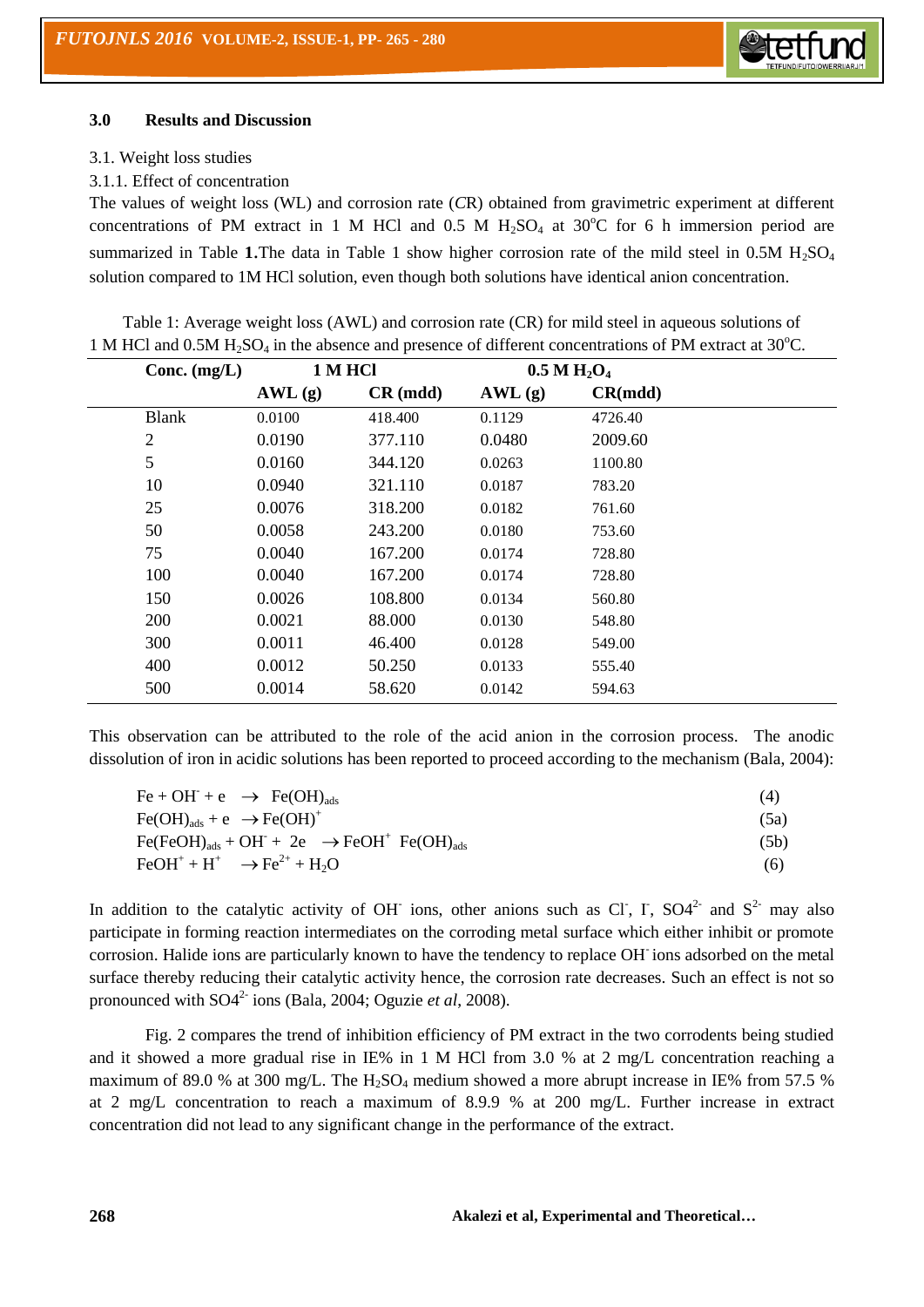## 3.0 Results and Discussion

3.1. Weight loss studies

3.1.1. Effect of concentration

The values of weight loss (WL) and corrosion rate (*C*R) obtained from gravimetric experiment at different concentrations of PM extract in 1 M HCl and 0.5 M $H_2SO_4$ at 30°C for 6 h immersion period are summarized in Table **1.**The data in Table 1 show higher corrosion rate of the mild steel in 0.5M $H_2SO_4$ solution compared to 1M HCl solution, even though both solutions have identical anion concentration.

Table 1: Average weight loss (AWL) and corrosion rate (CR) for mild steel in aqueous solutions of 1 M HCl and 0.5M $H_2SO_4$ in the absence and presence of different concentrations of PM extract at 30°C.

| Conc. (mg/L) | 1 M HCl | | 0.5 M $H_2O_4$ | |
|---|---|---|---|---|
| | AWL (g) | CR (mdd) | AWL (g) | CR(mdd) |
| Blank | 0.0100 | 418.400 | 0.1129 | 4726.40 |
| 2 | 0.0190 | 377.110 | 0.0480 | 2009.60 |
| 5 | 0.0160 | 344.120 | 0.0263 | 1100.80 |
| 10 | 0.0940 | 321.110 | 0.0187 | 783.20 |
| 25 | 0.0076 | 318.200 | 0.0182 | 761.60 |
| 50 | 0.0058 | 243.200 | 0.0180 | 753.60 |
| 75 | 0.0040 | 167.200 | 0.0174 | 728.80 |
| 100 | 0.0040 | 167.200 | 0.0174 | 728.80 |
| 150 | 0.0026 | 108.800 | 0.0134 | 560.80 |
| 200 | 0.0021 | 88.000 | 0.0130 | 548.80 |
| 300 | 0.0011 | 46.400 | 0.0128 | 549.00 |
| 400 | 0.0012 | 50.250 | 0.0133 | 555.40 |
| 500 | 0.0014 | 58.620 | 0.0142 | 594.63 |

This observation can be attributed to the role of the acid anion in the corrosion process. The anodic dissolution of iron in acidic solutions has been reported to proceed according to the mechanism (Bala, 2004):

$$Fe + OH^- + e \rightarrow Fe(OH)_{ads} \quad (4)$$

$$Fe(OH)_{ads} + e \rightarrow Fe(OH)^+ \quad (5a)$$

$$Fe(FeOH)_{ads} + OH^- + 2e \rightarrow FeOH^+ \; Fe(OH)_{ads} \quad (5b)$$

$$FeOH^+ + H^+ \rightarrow Fe^{2+} + H_2O \quad (6)$$

In addition to the catalytic activity of $OH^-$ ions, other anions such as $Cl^-$, $I^-$, $SO4^{2-}$ and $S^{2-}$ may also participate in forming reaction intermediates on the corroding metal surface which either inhibit or promote corrosion. Halide ions are particularly known to have the tendency to replace $OH^-$ ions adsorbed on the metal surface thereby reducing their catalytic activity hence, the corrosion rate decreases. Such an effect is not so pronounced with $SO4^{2-}$ ions (Bala, 2004; Oguzie *et al*, 2008).

Fig. 2 compares the trend of inhibition efficiency of PM extract in the two corrodents being studied and it showed a more gradual rise in IE% in 1 M HCl from 3.0 % at 2 mg/L concentration reaching a maximum of 89.0 % at 300 mg/L. The $H_2SO_4$ medium showed a more abrupt increase in IE% from 57.5 % at 2 mg/L concentration to reach a maximum of 8.9.9 % at 200 mg/L. Further increase in extract concentration did not lead to any significant change in the performance of the extract.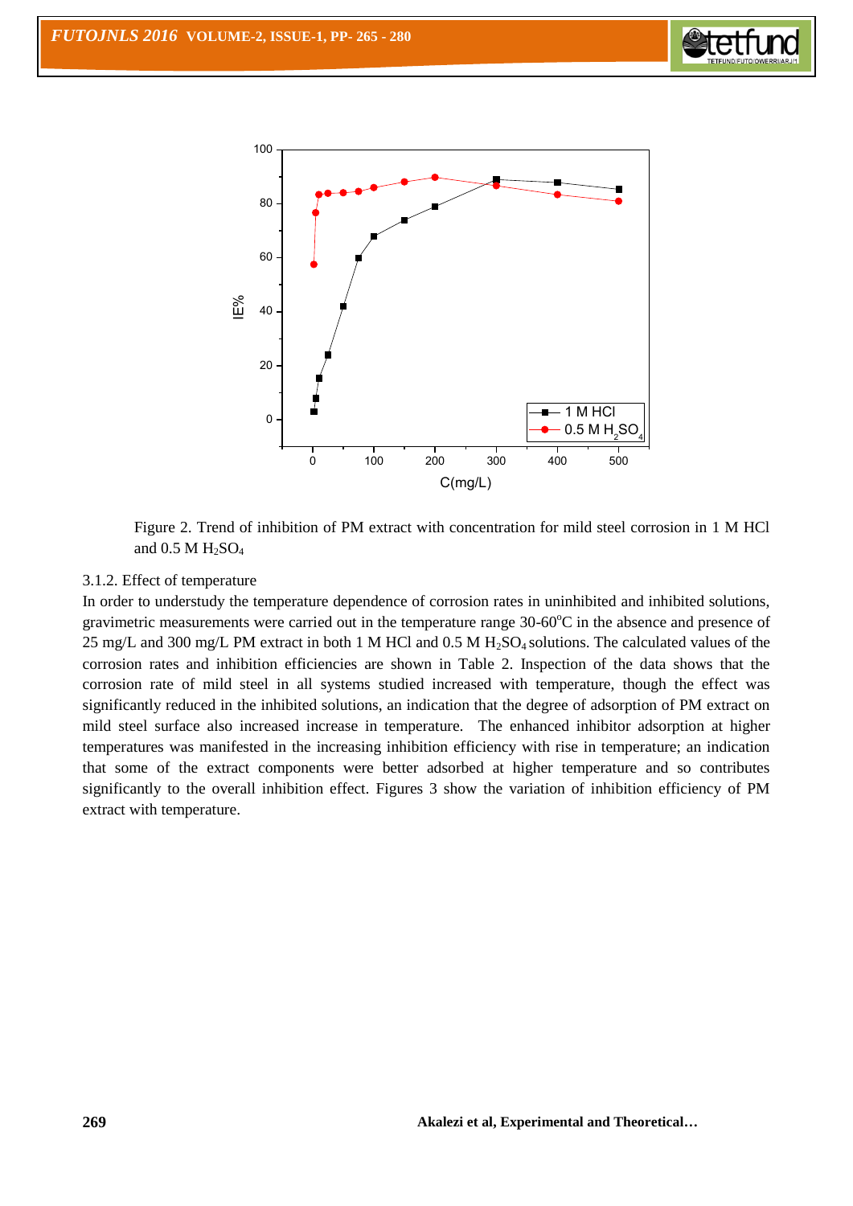Figure 2. Trend of inhibition of PM extract with concentration for mild steel corrosion in 1 M HCl and 0.5 M $H_2SO_4$

3.1.2. Effect of temperature

In order to understudy the temperature dependence of corrosion rates in uninhibited and inhibited solutions, gravimetric measurements were carried out in the temperature range 30-60$^oC$ in the absence and presence of 25 mg/L and 300 mg/L PM extract in both 1 M HCl and 0.5 M $H_2SO_4$ solutions. The calculated values of the corrosion rates and inhibition efficiencies are shown in Table 2. Inspection of the data shows that the corrosion rate of mild steel in all systems studied increased with temperature, though the effect was significantly reduced in the inhibited solutions, an indication that the degree of adsorption of PM extract on mild steel surface also increased increase in temperature. The enhanced inhibitor adsorption at higher temperatures was manifested in the increasing inhibition efficiency with rise in temperature; an indication that some of the extract components were better adsorbed at higher temperature and so contributes significantly to the overall inhibition effect. Figures 3 show the variation of inhibition efficiency of PM extract with temperature.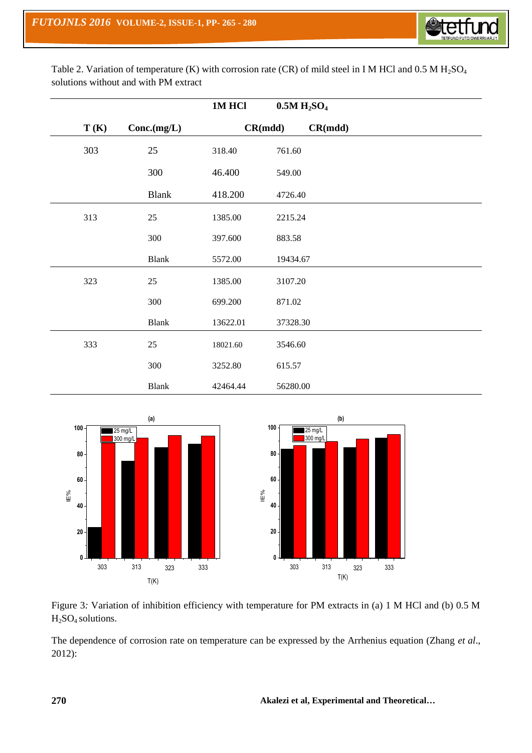Table 2. Variation of temperature (K) with corrosion rate (CR) of mild steel in I M HCl and 0.5 M $H_2SO_4$ solutions without and with PM extract

| | | **1M HCl** | **0.5M $H_2SO_4$** |
|---|---|---|---|
| **T (K)** | **Conc.(mg/L)** | **CR(mdd)** | **CR(mdd)** |
| 303 | 25 | 318.40 | 761.60 |
| | 300 | 46.400 | 549.00 |
| | Blank | 418.200 | 4726.40 |
| 313 | 25 | 1385.00 | 2215.24 |
| | 300 | 397.600 | 883.58 |
| | Blank | 5572.00 | 19434.67 |
| 323 | 25 | 1385.00 | 3107.20 |
| | 300 | 699.200 | 871.02 |
| | Blank | 13622.01 | 37328.30 |
| 333 | 25 | 18021.60 | 3546.60 |
| | 300 | 3252.80 | 615.57 |
| | Blank | 42464.44 | 56280.00 |

Figure 3*:* Variation of inhibition efficiency with temperature for PM extracts in (a) 1 M HCl and (b) 0.5 M $H_2SO_4$ solutions.

The dependence of corrosion rate on temperature can be expressed by the Arrhenius equation (Zhang *et al*., 2012):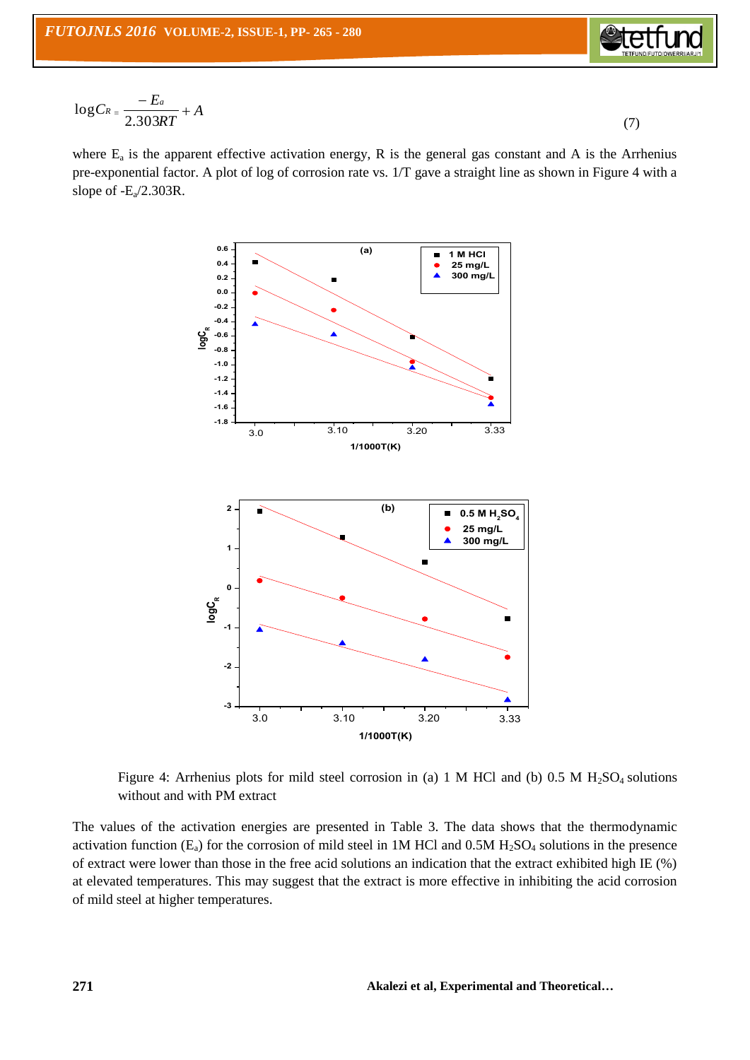$$\log C_R = \frac{-E_a}{2.303RT} + A \tag{7}$$

where $E_a$ is the apparent effective activation energy, R is the general gas constant and A is the Arrhenius pre-exponential factor. A plot of log of corrosion rate vs. 1/T gave a straight line as shown in Figure 4 with a slope of $-E_a/2.303R$.

Figure 4: Arrhenius plots for mild steel corrosion in (a) 1 M HCl and (b) 0.5 M $H_2SO_4$ solutions without and with PM extract

The values of the activation energies are presented in Table 3. The data shows that the thermodynamic activation function ($E_a$) for the corrosion of mild steel in 1M HCl and 0.5M $H_2SO_4$ solutions in the presence of extract were lower than those in the free acid solutions an indication that the extract exhibited high IE (%) at elevated temperatures. This may suggest that the extract is more effective in inhibiting the acid corrosion of mild steel at higher temperatures.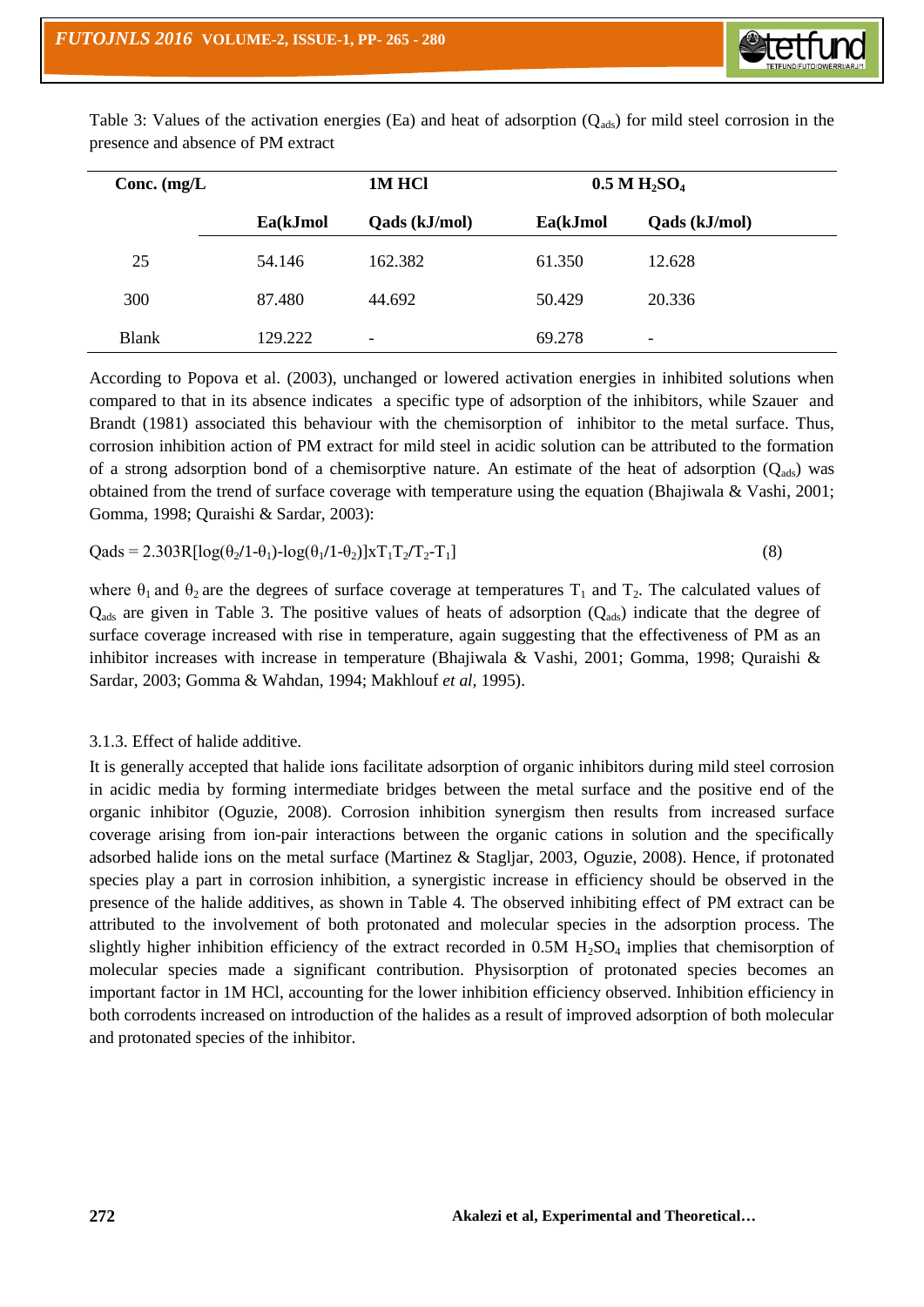Table 3: Values of the activation energies (Ea) and heat of adsorption ($Q_{ads}$) for mild steel corrosion in the presence and absence of PM extract

| Conc. (mg/L | 1M HCl | | 0.5 M $H_2SO_4$ | |
|---|---|---|---|---|
| | Ea(kJmol | Qads (kJ/mol) | Ea(kJmol | Qads (kJ/mol) |
| 25 | 54.146 | 162.382 | 61.350 | 12.628 |
| 300 | 87.480 | 44.692 | 50.429 | 20.336 |
| Blank | 129.222 | - | 69.278 | - |

According to Popova et al. (2003), unchanged or lowered activation energies in inhibited solutions when compared to that in its absence indicates a specific type of adsorption of the inhibitors, while Szauer and Brandt (1981) associated this behaviour with the chemisorption of inhibitor to the metal surface. Thus, corrosion inhibition action of PM extract for mild steel in acidic solution can be attributed to the formation of a strong adsorption bond of a chemisorptive nature. An estimate of the heat of adsorption ($Q_{ads}$) was obtained from the trend of surface coverage with temperature using the equation (Bhajiwala & Vashi, 2001; Gomma, 1998; Quraishi & Sardar, 2003):

$$Q_{ads} = 2.303R[\log(\theta_2/1-\theta_1)-\log(\theta_1/1-\theta_2)] x T_1T_2/T_2-T_1] \quad (8)$$

where $\theta_1$ and $\theta_2$ are the degrees of surface coverage at temperatures $T_1$ and $T_2$. The calculated values of $Q_{ads}$ are given in Table 3. The positive values of heats of adsorption ($Q_{ads}$) indicate that the degree of surface coverage increased with rise in temperature, again suggesting that the effectiveness of PM as an inhibitor increases with increase in temperature (Bhajiwala & Vashi, 2001; Gomma, 1998; Quraishi & Sardar, 2003; Gomma & Wahdan, 1994; Makhlouf *et al*, 1995).

### 3.1.3. Effect of halide additive.

It is generally accepted that halide ions facilitate adsorption of organic inhibitors during mild steel corrosion in acidic media by forming intermediate bridges between the metal surface and the positive end of the organic inhibitor (Oguzie, 2008). Corrosion inhibition synergism then results from increased surface coverage arising from ion-pair interactions between the organic cations in solution and the specifically adsorbed halide ions on the metal surface (Martinez & Stagljar, 2003, Oguzie, 2008). Hence, if protonated species play a part in corrosion inhibition, a synergistic increase in efficiency should be observed in the presence of the halide additives, as shown in Table 4. The observed inhibiting effect of PM extract can be attributed to the involvement of both protonated and molecular species in the adsorption process. The slightly higher inhibition efficiency of the extract recorded in 0.5M $H_2SO_4$ implies that chemisorption of molecular species made a significant contribution. Physisorption of protonated species becomes an important factor in 1M HCl, accounting for the lower inhibition efficiency observed. Inhibition efficiency in both corrodents increased on introduction of the halides as a result of improved adsorption of both molecular and protonated species of the inhibitor.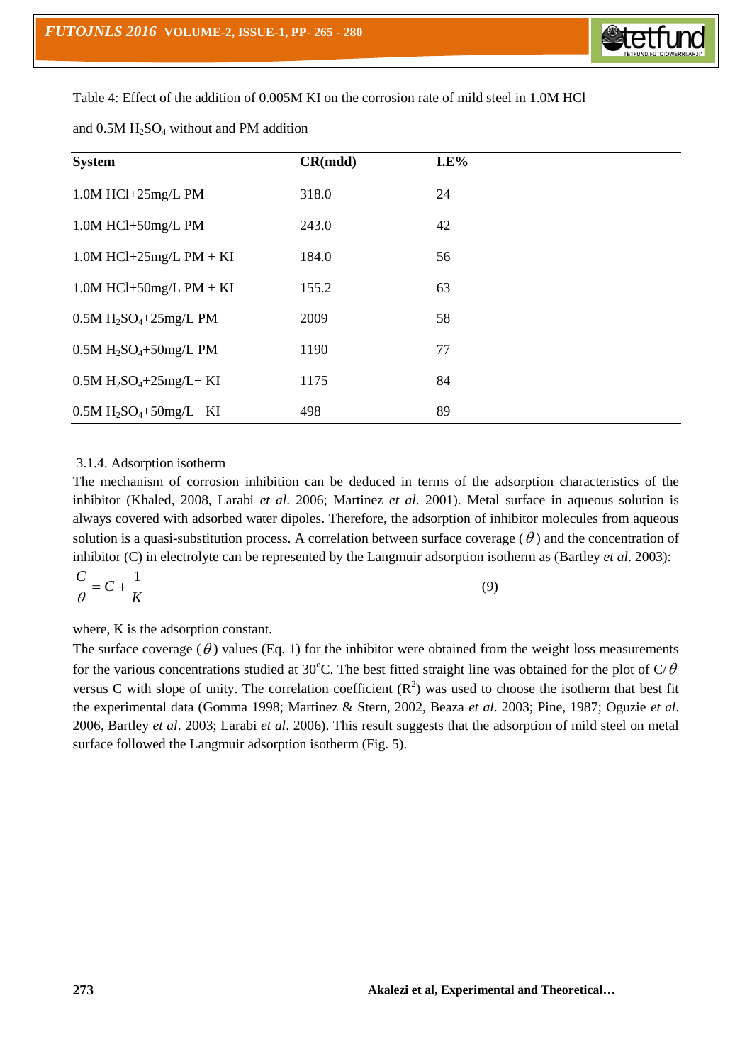Table 4: Effect of the addition of 0.005M KI on the corrosion rate of mild steel in 1.0M HCl and 0.5M $H_2SO_4$ without and PM addition

| System | CR(mdd) | I.E% |
|---|---|---|
| 1.0M HCl+25mg/L PM | 318.0 | 24 |
| 1.0M HCl+50mg/L PM | 243.0 | 42 |
| 1.0M HCl+25mg/L PM + KI | 184.0 | 56 |
| 1.0M HCl+50mg/L PM + KI | 155.2 | 63 |
| 0.5M $H_2SO_4$+25mg/L PM | 2009 | 58 |
| 0.5M $H_2SO_4$+50mg/L PM | 1190 | 77 |
| 0.5M $H_2SO_4$+25mg/L+ KI | 1175 | 84 |
| 0.5M $H_2SO_4$+50mg/L+ KI | 498 | 89 |

3.1.4. Adsorption isotherm

The mechanism of corrosion inhibition can be deduced in terms of the adsorption characteristics of the inhibitor (Khaled, 2008, Larabi *et al*. 2006; Martinez *et al*. 2001). Metal surface in aqueous solution is always covered with adsorbed water dipoles. Therefore, the adsorption of inhibitor molecules from aqueous solution is a quasi-substitution process. A correlation between surface coverage ($\theta$) and the concentration of inhibitor (C) in electrolyte can be represented by the Langmuir adsorption isotherm as (Bartley *et al*. 2003):

$$\frac{C}{\theta} = C + \frac{1}{K} \qquad (9)$$

where, K is the adsorption constant.

The surface coverage ($\theta$) values (Eq. 1) for the inhibitor were obtained from the weight loss measurements for the various concentrations studied at 30°C. The best fitted straight line was obtained for the plot of $C/\theta$ versus C with slope of unity. The correlation coefficient ($R^2$) was used to choose the isotherm that best fit the experimental data (Gomma 1998; Martinez & Stern, 2002, Beaza *et al*. 2003; Pine, 1987; Oguzie *et al*. 2006, Bartley *et al*. 2003; Larabi *et al*. 2006). This result suggests that the adsorption of mild steel on metal surface followed the Langmuir adsorption isotherm (Fig. 5).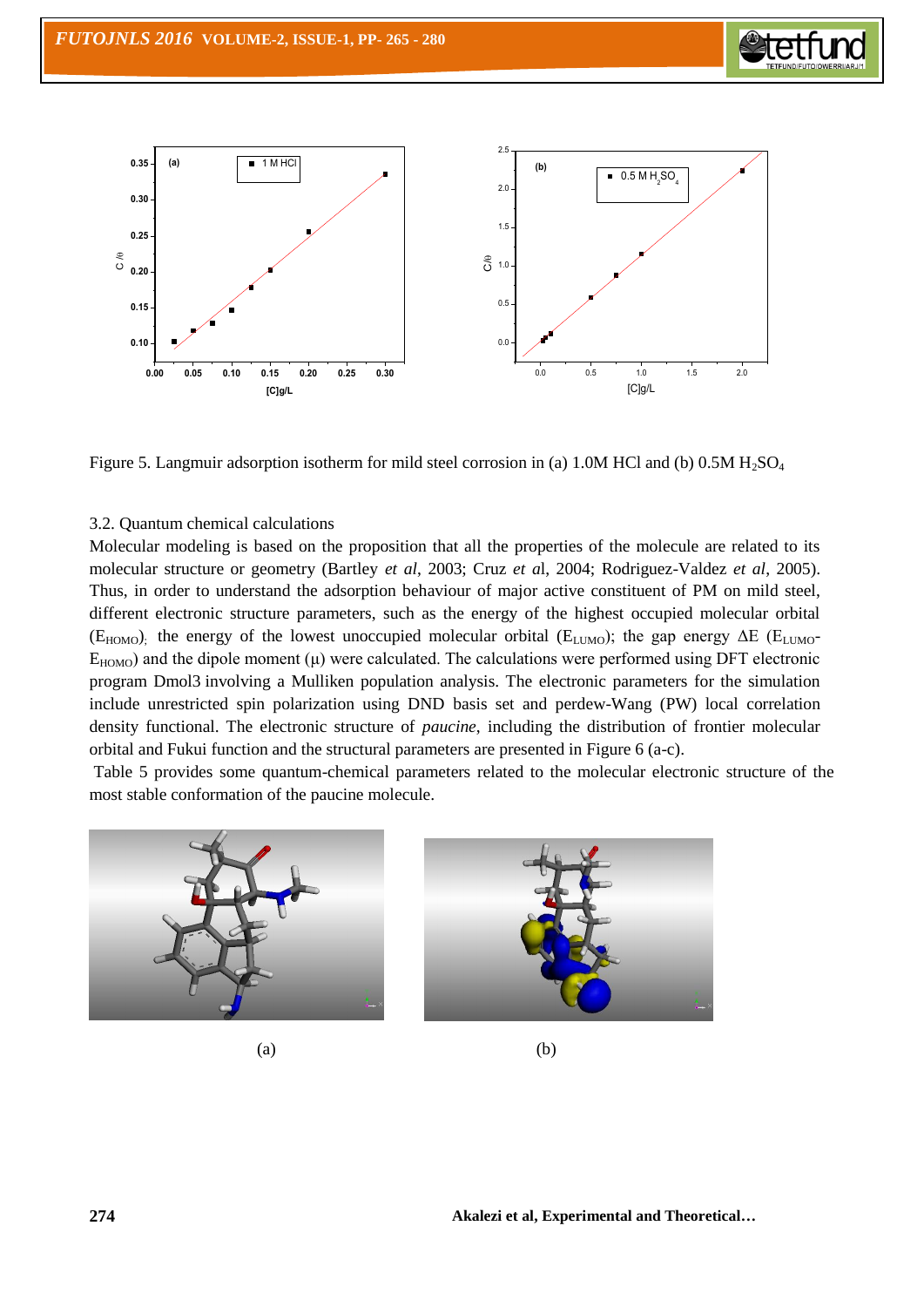Figure 5. Langmuir adsorption isotherm for mild steel corrosion in (a) 1.0M HCl and (b) 0.5M $H_2SO_4$

3.2. Quantum chemical calculations

Molecular modeling is based on the proposition that all the properties of the molecule are related to its molecular structure or geometry (Bartley *et al*, 2003; Cruz *et a*l, 2004; Rodriguez-Valdez *et al*, 2005). Thus, in order to understand the adsorption behaviour of major active constituent of PM on mild steel, different electronic structure parameters, such as the energy of the highest occupied molecular orbital ($E_{HOMO}$), the energy of the lowest unoccupied molecular orbital ($E_{LUMO}$); the gap energy $\Delta E$ ($E_{LUMO}$-$E_{HOMO}$) and the dipole moment ($\mu$) were calculated. The calculations were performed using DFT electronic program Dmol3 involving a Mulliken population analysis. The electronic parameters for the simulation include unrestricted spin polarization using DND basis set and perdew-Wang (PW) local correlation density functional. The electronic structure of *paucine*, including the distribution of frontier molecular orbital and Fukui function and the structural parameters are presented in Figure 6 (a-c).

Table 5 provides some quantum-chemical parameters related to the molecular electronic structure of the most stable conformation of the paucine molecule.

(a) (b)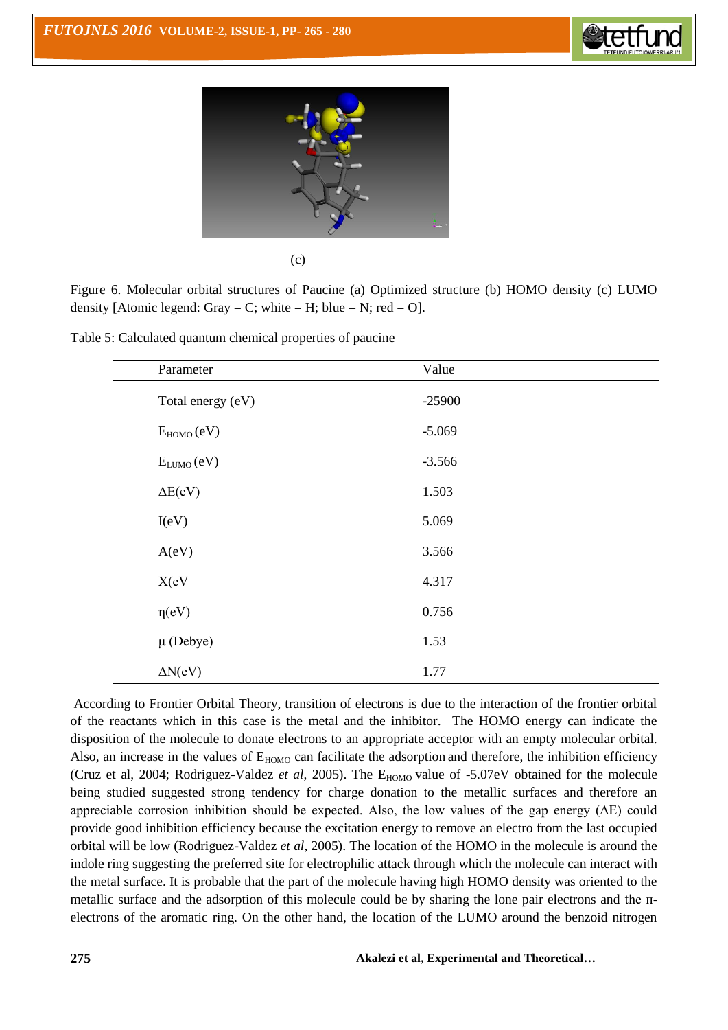(c)

Figure 6. Molecular orbital structures of Paucine (a) Optimized structure (b) HOMO density (c) LUMO density [Atomic legend: Gray = C; white = H; blue = N; red = O].

Table 5: Calculated quantum chemical properties of paucine

| Parameter | Value |
|---|---|
| Total energy (eV) | -25900 |
| $E_{HOMO}$ (eV) | -5.069 |
| $E_{LUMO}$ (eV) | -3.566 |
| $\Delta E$(eV) | 1.503 |
| I(eV) | 5.069 |
| A(eV) | 3.566 |
| X(eV | 4.317 |
| $\eta$(eV) | 0.756 |
| $\mu$ (Debye) | 1.53 |
| $\Delta N$(eV) | 1.77 |

According to Frontier Orbital Theory, transition of electrons is due to the interaction of the frontier orbital of the reactants which in this case is the metal and the inhibitor. The HOMO energy can indicate the disposition of the molecule to donate electrons to an appropriate acceptor with an empty molecular orbital. Also, an increase in the values of $E_{HOMO}$ can facilitate the adsorption and therefore, the inhibition efficiency (Cruz et al, 2004; Rodriguez-Valdez *et al*, 2005). The $E_{HOMO}$ value of -5.07eV obtained for the molecule being studied suggested strong tendency for charge donation to the metallic surfaces and therefore an appreciable corrosion inhibition should be expected. Also, the low values of the gap energy ($\Delta E$) could provide good inhibition efficiency because the excitation energy to remove an electro from the last occupied orbital will be low (Rodriguez-Valdez *et al*, 2005). The location of the HOMO in the molecule is around the indole ring suggesting the preferred site for electrophilic attack through which the molecule can interact with the metal surface. It is probable that the part of the molecule having high HOMO density was oriented to the metallic surface and the adsorption of this molecule could be by sharing the lone pair electrons and the π-electrons of the aromatic ring. On the other hand, the location of the LUMO around the benzoid nitrogen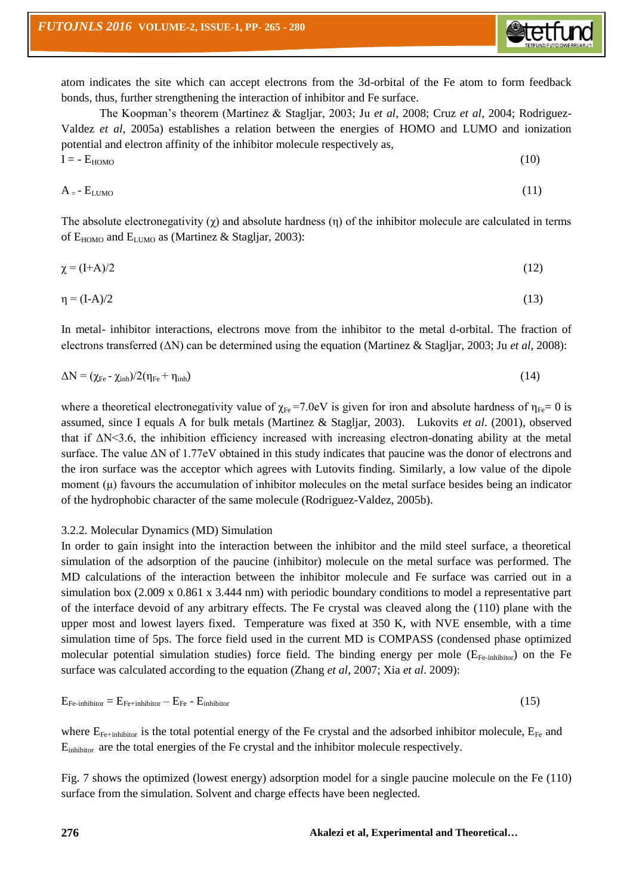atom indicates the site which can accept electrons from the 3d-orbital of the Fe atom to form feedback bonds, thus, further strengthening the interaction of inhibitor and Fe surface.

The Koopman's theorem (Martinez & Stagljar, 2003; Ju *et al*, 2008; Cruz *et al*, 2004; Rodriguez-Valdez *et al*, 2005a) establishes a relation between the energies of HOMO and LUMO and ionization potential and electron affinity of the inhibitor molecule respectively as,

$$I = - E_{HOMO} \tag{10}$$

$$A = - E_{LUMO} \tag{11}$$

The absolute electronegativity ($\chi$) and absolute hardness ($\eta$) of the inhibitor molecule are calculated in terms of $E_{HOMO}$ and $E_{LUMO}$ as (Martinez & Stagljar, 2003):

$$\chi = (I+A)/2 \tag{12}$$

$$\eta = (I-A)/2 \tag{13}$$

In metal- inhibitor interactions, electrons move from the inhibitor to the metal d-orbital. The fraction of electrons transferred ($\Delta N$) can be determined using the equation (Martinez & Stagljar, 2003; Ju *et al*, 2008):

$$\Delta N = (\chi_{Fe} - \chi_{inh})/2(\eta_{Fe} + \eta_{inh}) \tag{14}$$

where a theoretical electronegativity value of $\chi_{Fe}$=7.0eV is given for iron and absolute hardness of $\eta_{Fe}$= 0 is assumed, since I equals A for bulk metals (Martinez & Stagljar, 2003). Lukovits *et al*. (2001), observed that if $\Delta N$<3.6, the inhibition efficiency increased with increasing electron-donating ability at the metal surface. The value $\Delta N$ of 1.77eV obtained in this study indicates that paucine was the donor of electrons and the iron surface was the acceptor which agrees with Lutovits finding. Similarly, a low value of the dipole moment ($\mu$) favours the accumulation of inhibitor molecules on the metal surface besides being an indicator of the hydrophobic character of the same molecule (Rodriguez-Valdez, 2005b).

### 3.2.2. Molecular Dynamics (MD) Simulation

In order to gain insight into the interaction between the inhibitor and the mild steel surface, a theoretical simulation of the adsorption of the paucine (inhibitor) molecule on the metal surface was performed. The MD calculations of the interaction between the inhibitor molecule and Fe surface was carried out in a simulation box (2.009 x 0.861 x 3.444 nm) with periodic boundary conditions to model a representative part of the interface devoid of any arbitrary effects. The Fe crystal was cleaved along the (110) plane with the upper most and lowest layers fixed. Temperature was fixed at 350 K, with NVE ensemble, with a time simulation time of 5ps. The force field used in the current MD is COMPASS (condensed phase optimized molecular potential simulation studies) force field. The binding energy per mole ($E_{Fe\text{-}inhibitor}$) on the Fe surface was calculated according to the equation (Zhang *et al*, 2007; Xia *et al*. 2009):

$$E_{Fe\text{-}inhibitor} = E_{Fe+inhibitor} - E_{Fe} - E_{inhibitor} \tag{15}$$

where $E_{Fe+inhibitor}$ is the total potential energy of the Fe crystal and the adsorbed inhibitor molecule, $E_{Fe}$ and $E_{inhibitor}$ are the total energies of the Fe crystal and the inhibitor molecule respectively.

Fig. 7 shows the optimized (lowest energy) adsorption model for a single paucine molecule on the Fe (110) surface from the simulation. Solvent and charge effects have been neglected.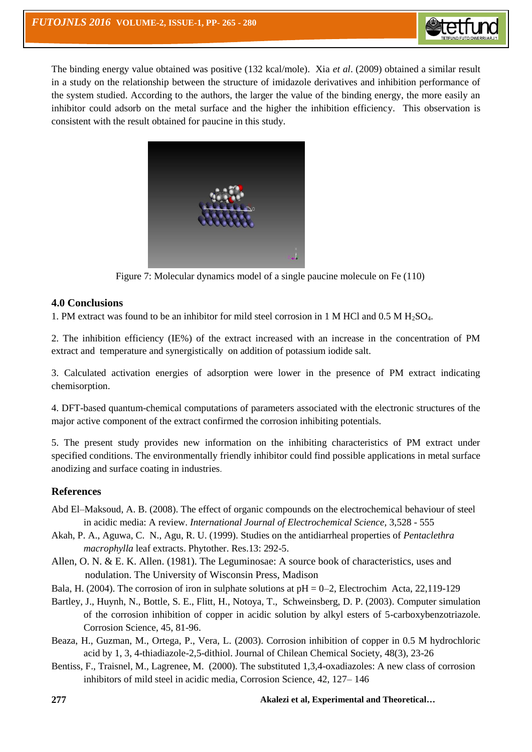The binding energy value obtained was positive (132 kcal/mole). Xia *et al*. (2009) obtained a similar result in a study on the relationship between the structure of imidazole derivatives and inhibition performance of the system studied. According to the authors, the larger the value of the binding energy, the more easily an inhibitor could adsorb on the metal surface and the higher the inhibition efficiency. This observation is consistent with the result obtained for paucine in this study.

Figure 7: Molecular dynamics model of a single paucine molecule on Fe (110)

## 4.0 Conclusions

1. PM extract was found to be an inhibitor for mild steel corrosion in 1 M HCl and 0.5 M $H_2SO_4$.

2. The inhibition efficiency (IE%) of the extract increased with an increase in the concentration of PM extract and temperature and synergistically on addition of potassium iodide salt.

3. Calculated activation energies of adsorption were lower in the presence of PM extract indicating chemisorption.

4. DFT-based quantum-chemical computations of parameters associated with the electronic structures of the major active component of the extract confirmed the corrosion inhibiting potentials.

5. The present study provides new information on the inhibiting characteristics of PM extract under specified conditions. The environmentally friendly inhibitor could find possible applications in metal surface anodizing and surface coating in industries.

## References

Abd El–Maksoud, A. B. (2008). The effect of organic compounds on the electrochemical behaviour of steel in acidic media: A review. *International Journal of Electrochemical Science,* 3,528 - 555

Akah, P. A., Aguwa, C. N., Agu, R. U. (1999). Studies on the antidiarrheal properties of *Pentaclethra macrophylla* leaf extracts. Phytother. Res.13: 292-5.

Allen, O. N. & E. K. Allen. (1981). The Leguminosae: A source book of characteristics, uses and nodulation. The University of Wisconsin Press, Madison

Bala, H. (2004). The corrosion of iron in sulphate solutions at pH = 0–2, Electrochim Acta, 22,119-129

Bartley, J., Huynh, N., Bottle, S. E., Flitt, H., Notoya, T., Schweinsberg, D. P. (2003). Computer simulation of the corrosion inhibition of copper in acidic solution by alkyl esters of 5-carboxybenzotriazole. Corrosion Science, 45, 81-96.

Beaza, H., Guzman, M., Ortega, P., Vera, L. (2003). Corrosion inhibition of copper in 0.5 M hydrochloric acid by 1, 3, 4-thiadiazole-2,5-dithiol. Journal of Chilean Chemical Society, 48(3), 23-26

Bentiss, F., Traisnel, M., Lagrenee, M. (2000). The substituted 1,3,4-oxadiazoles: A new class of corrosion inhibitors of mild steel in acidic media, Corrosion Science, 42, 127– 146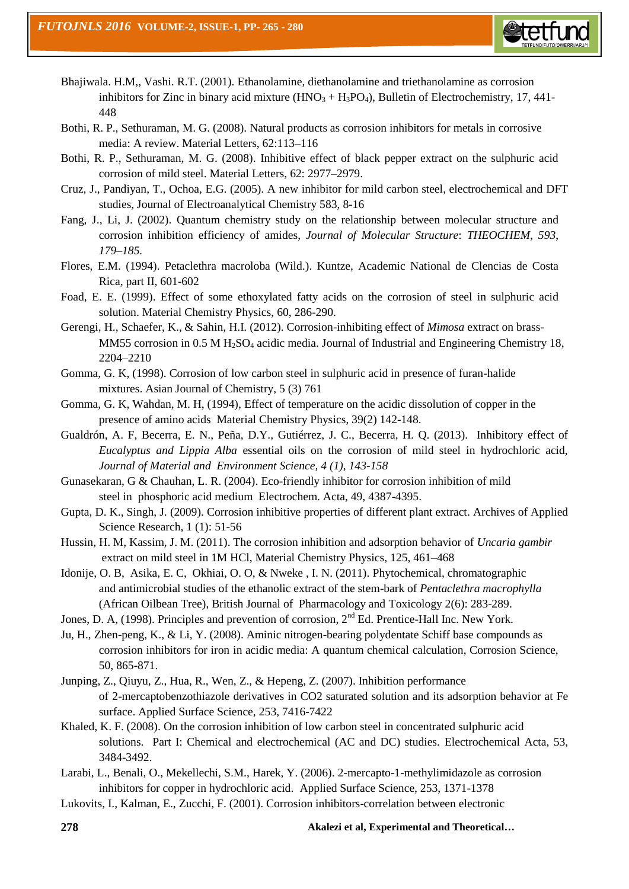Bhajiwala. H.M,, Vashi. R.T. (2001). Ethanolamine, diethanolamine and triethanolamine as corrosion inhibitors for Zinc in binary acid mixture ($HNO_3$ + $H_3PO_4$), Bulletin of Electrochemistry, 17, 441-448

Bothi, R. P., Sethuraman, M. G. (2008). Natural products as corrosion inhibitors for metals in corrosive media: A review. Material Letters, 62:113–116

Bothi, R. P., Sethuraman, M. G. (2008). Inhibitive effect of black pepper extract on the sulphuric acid corrosion of mild steel. Material Letters, 62: 2977–2979.

Cruz, J., Pandiyan, T., Ochoa, E.G. (2005). A new inhibitor for mild carbon steel, electrochemical and DFT studies, Journal of Electroanalytical Chemistry 583, 8-16

Fang, J., Li, J. (2002). Quantum chemistry study on the relationship between molecular structure and corrosion inhibition efficiency of amides, *Journal of Molecular Structure*: *THEOCHEM, 593, 179–185.*

Flores, E.M. (1994). Petaclethra macroloba (Wild.). Kuntze, Academic National de Clencias de Costa Rica, part II, 601-602

Foad, E. E. (1999). Effect of some ethoxylated fatty acids on the corrosion of steel in sulphuric acid solution. Material Chemistry Physics, 60, 286-290.

Gerengi, H., Schaefer, K., & Sahin, H.I. (2012). Corrosion-inhibiting effect of *Mimosa* extract on brass-MM55 corrosion in 0.5 M $H_2SO_4$ acidic media. Journal of Industrial and Engineering Chemistry 18, 2204–2210

Gomma, G. K, (1998). Corrosion of low carbon steel in sulphuric acid in presence of furan-halide mixtures. Asian Journal of Chemistry, 5 (3) 761

Gomma, G. K, Wahdan, M. H, (1994), Effect of temperature on the acidic dissolution of copper in the presence of amino acids Material Chemistry Physics, 39(2) 142-148.

Gualdrón, A. F, Becerra, E. N., Peña, D.Y., Gutiérrez, J. C., Becerra, H. Q. (2013). Inhibitory effect of *Eucalyptus and Lippia Alba* essential oils on the corrosion of mild steel in hydrochloric acid, *Journal of Material and Environment Science, 4 (1), 143-158*

Gunasekaran, G & Chauhan, L. R. (2004). Eco-friendly inhibitor for corrosion inhibition of mild steel in phosphoric acid medium Electrochem. Acta, 49, 4387-4395.

Gupta, D. K., Singh, J. (2009). Corrosion inhibitive properties of different plant extract. Archives of Applied Science Research, 1 (1): 51-56

Hussin, H. M, Kassim, J. M. (2011). The corrosion inhibition and adsorption behavior of *Uncaria gambir* extract on mild steel in 1M HCl, Material Chemistry Physics, 125, 461–468

Idonije, O. B, Asika, E. C, Okhiai, O. O, & Nweke , I. N. (2011). Phytochemical, chromatographic and antimicrobial studies of the ethanolic extract of the stem-bark of *Pentaclethra macrophylla* (African Oilbean Tree), British Journal of Pharmacology and Toxicology 2(6): 283-289.

Jones, D. A, (1998). Principles and prevention of corrosion, 2nd Ed. Prentice-Hall Inc. New York.

Ju, H., Zhen-peng, K., & Li, Y. (2008). Aminic nitrogen-bearing polydentate Schiff base compounds as corrosion inhibitors for iron in acidic media: A quantum chemical calculation, Corrosion Science, 50, 865-871.

Junping, Z., Qiuyu, Z., Hua, R., Wen, Z., & Hepeng, Z. (2007). Inhibition performance of 2-mercaptobenzothiazole derivatives in CO2 saturated solution and its adsorption behavior at Fe surface. Applied Surface Science, 253, 7416-7422

Khaled, K. F. (2008). On the corrosion inhibition of low carbon steel in concentrated sulphuric acid solutions. Part I: Chemical and electrochemical (AC and DC) studies. Electrochemical Acta, 53, 3484-3492.

Larabi, L., Benali, O., Mekellechi, S.M., Harek, Y. (2006). 2-mercapto-1-methylimidazole as corrosion inhibitors for copper in hydrochloric acid. Applied Surface Science, 253, 1371-1378

Lukovits, I., Kalman, E., Zucchi, F. (2001). Corrosion inhibitors-correlation between electronic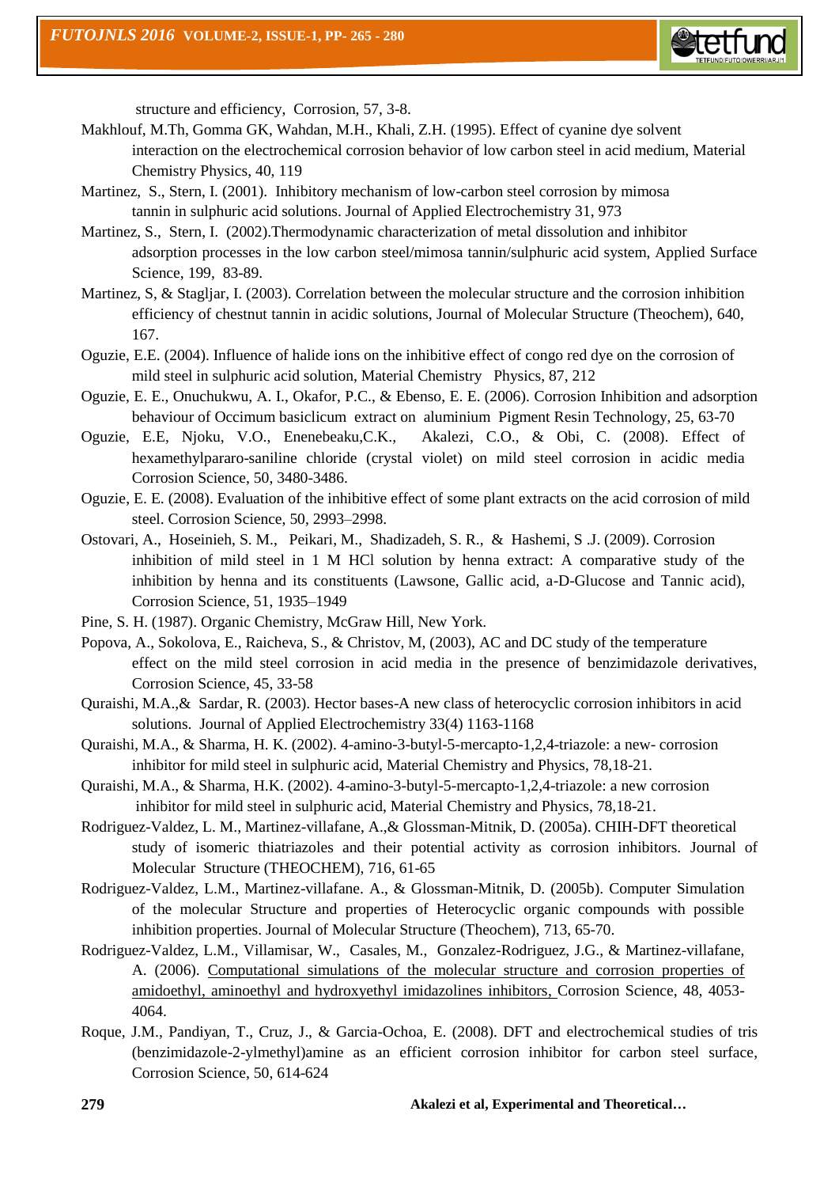structure and efficiency, Corrosion, 57, 3-8.

Makhlouf, M.Th, Gomma GK, Wahdan, M.H., Khali, Z.H. (1995). Effect of cyanine dye solvent interaction on the electrochemical corrosion behavior of low carbon steel in acid medium, Material Chemistry Physics, 40, 119

Martinez, S., Stern, I. (2001). Inhibitory mechanism of low-carbon steel corrosion by mimosa tannin in sulphuric acid solutions. Journal of Applied Electrochemistry 31, 973

Martinez, S., Stern, I. (2002).Thermodynamic characterization of metal dissolution and inhibitor adsorption processes in the low carbon steel/mimosa tannin/sulphuric acid system, Applied Surface Science, 199, 83-89.

Martinez, S, & Stagljar, I. (2003). Correlation between the molecular structure and the corrosion inhibition efficiency of chestnut tannin in acidic solutions, Journal of Molecular Structure (Theochem), 640, 167.

Oguzie, E.E. (2004). Influence of halide ions on the inhibitive effect of congo red dye on the corrosion of mild steel in sulphuric acid solution, Material Chemistry Physics, 87, 212

Oguzie, E. E., Onuchukwu, A. I., Okafor, P.C., & Ebenso, E. E. (2006). Corrosion Inhibition and adsorption behaviour of Occimum basiclicum extract on aluminium Pigment Resin Technology, 25, 63-70

Oguzie, E.E, Njoku, V.O., Enenebeaku,C.K., Akalezi, C.O., & Obi, C. (2008). Effect of hexamethylpararo-saniline chloride (crystal violet) on mild steel corrosion in acidic media Corrosion Science, 50, 3480-3486.

Oguzie, E. E. (2008). Evaluation of the inhibitive effect of some plant extracts on the acid corrosion of mild steel. Corrosion Science, 50, 2993–2998.

Ostovari, A., Hoseinieh, S. M., Peikari, M., Shadizadeh, S. R., & Hashemi, S .J. (2009). Corrosion inhibition of mild steel in 1 M HCl solution by henna extract: A comparative study of the inhibition by henna and its constituents (Lawsone, Gallic acid, a-D-Glucose and Tannic acid), Corrosion Science, 51, 1935–1949

Pine, S. H. (1987). Organic Chemistry, McGraw Hill, New York.

Popova, A., Sokolova, E., Raicheva, S., & Christov, M, (2003), AC and DC study of the temperature effect on the mild steel corrosion in acid media in the presence of benzimidazole derivatives, Corrosion Science, 45, 33-58

Quraishi, M.A.,& Sardar, R. (2003). Hector bases-A new class of heterocyclic corrosion inhibitors in acid solutions. Journal of Applied Electrochemistry 33(4) 1163-1168

Quraishi, M.A., & Sharma, H. K. (2002). 4-amino-3-butyl-5-mercapto-1,2,4-triazole: a new- corrosion inhibitor for mild steel in sulphuric acid, Material Chemistry and Physics, 78,18-21.

Quraishi, M.A., & Sharma, H.K. (2002). 4-amino-3-butyl-5-mercapto-1,2,4-triazole: a new corrosion inhibitor for mild steel in sulphuric acid, Material Chemistry and Physics, 78,18-21.

Rodriguez-Valdez, L. M., Martinez-villafane, A.,& Glossman-Mitnik, D. (2005a). CHIH-DFT theoretical study of isomeric thiatriazoles and their potential activity as corrosion inhibitors. Journal of Molecular Structure (THEOCHEM), 716, 61-65

Rodriguez-Valdez, L.M., Martinez-villafane. A., & Glossman-Mitnik, D. (2005b). Computer Simulation of the molecular Structure and properties of Heterocyclic organic compounds with possible inhibition properties. Journal of Molecular Structure (Theochem), 713, 65-70.

Rodriguez-Valdez, L.M., Villamisar, W., Casales, M., Gonzalez-Rodriguez, J.G., & Martinez-villafane, A. (2006). Computational simulations of the molecular structure and corrosion properties of amidoethyl, aminoethyl and hydroxyethyl imidazolines inhibitors, Corrosion Science, 48, 4053-4064.

Roque, J.M., Pandiyan, T., Cruz, J., & Garcia-Ochoa, E. (2008). DFT and electrochemical studies of tris (benzimidazole-2-ylmethyl)amine as an efficient corrosion inhibitor for carbon steel surface, Corrosion Science, 50, 614-624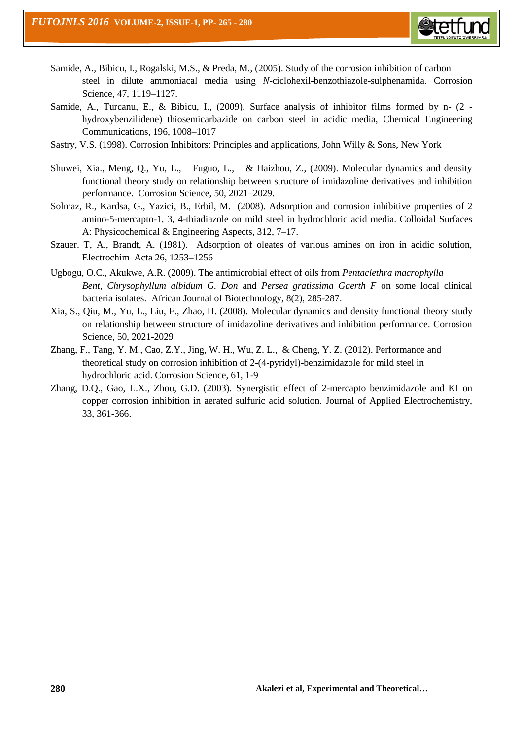Samide, A., Bibicu, I., Rogalski, M.S., & Preda, M., (2005). Study of the corrosion inhibition of carbon steel in dilute ammoniacal media using *N*-ciclohexil-benzothiazole-sulphenamida. Corrosion Science, 47, 1119–1127.

Samide, A., Turcanu, E., & Bibicu, I., (2009). Surface analysis of inhibitor films formed by n- (2 - hydroxybenzilidene) thiosemicarbazide on carbon steel in acidic media, Chemical Engineering Communications, 196, 1008–1017

Sastry, V.S. (1998). Corrosion Inhibitors: Principles and applications, John Willy & Sons, New York

Shuwei, Xia., Meng, Q., Yu, L., Fuguo, L., & Haizhou, Z., (2009). Molecular dynamics and density functional theory study on relationship between structure of imidazoline derivatives and inhibition performance. Corrosion Science, 50, 2021–2029.

Solmaz, R., Kardsa, G., Yazici, B., Erbil, M. (2008). Adsorption and corrosion inhibitive properties of 2 amino-5-mercapto-1, 3, 4-thiadiazole on mild steel in hydrochloric acid media. Colloidal Surfaces A: Physicochemical & Engineering Aspects, 312, 7–17.

Szauer. T, A., Brandt, A. (1981). Adsorption of oleates of various amines on iron in acidic solution, Electrochim Acta 26, 1253–1256

Ugbogu, O.C., Akukwe, A.R. (2009). The antimicrobial effect of oils from *Pentaclethra macrophylla Bent*, *Chrysophyllum albidum G. Don* and *Persea gratissima Gaerth F* on some local clinical bacteria isolates. African Journal of Biotechnology, 8(2), 285-287.

Xia, S., Qiu, M., Yu, L., Liu, F., Zhao, H. (2008). Molecular dynamics and density functional theory study on relationship between structure of imidazoline derivatives and inhibition performance. Corrosion Science, 50, 2021-2029

Zhang, F., Tang, Y. M., Cao, Z.Y., Jing, W. H., Wu, Z. L., & Cheng, Y. Z. (2012). Performance and theoretical study on corrosion inhibition of 2-(4-pyridyl)-benzimidazole for mild steel in hydrochloric acid. Corrosion Science, 61, 1-9

Zhang, D.Q., Gao, L.X., Zhou, G.D. (2003). Synergistic effect of 2-mercapto benzimidazole and KI on copper corrosion inhibition in aerated sulfuric acid solution. Journal of Applied Electrochemistry, 33, 361-366.